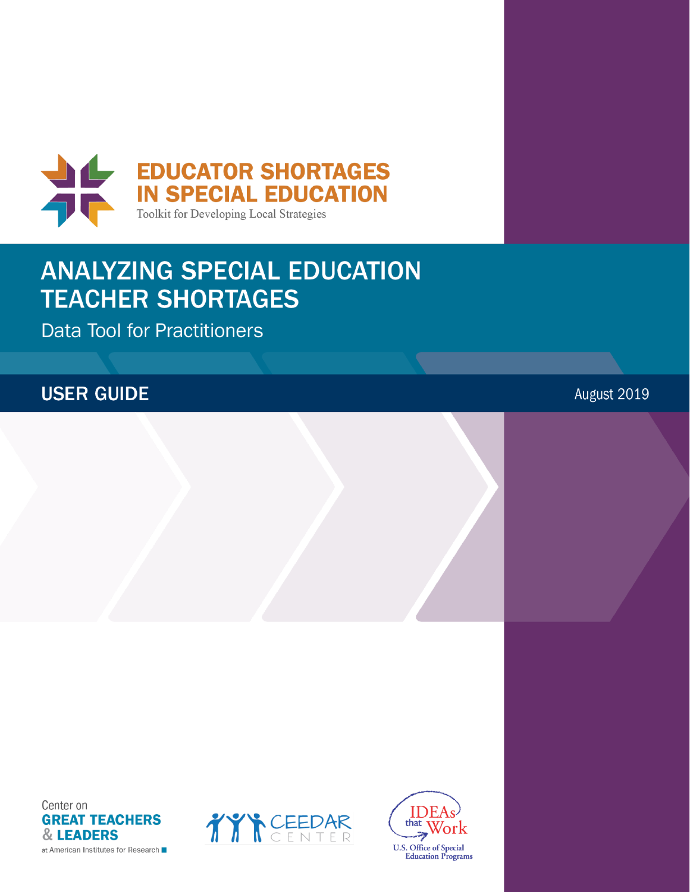# EDUCATOR SHORTAGES IN SPECIAL EDUCATION

Toolkit for Developing Local Strategies

# ANALYZING SPECIAL EDUCATION TEACHER SHORTAGES

## Data Tool for Practitioners

## USER GUIDE

August 2019

Center on GREAT TEACHERS & LEADERS at American Institutes for Research

CEEDAR CENTER

IDEAs that Work
U.S. Office of Special Education Programs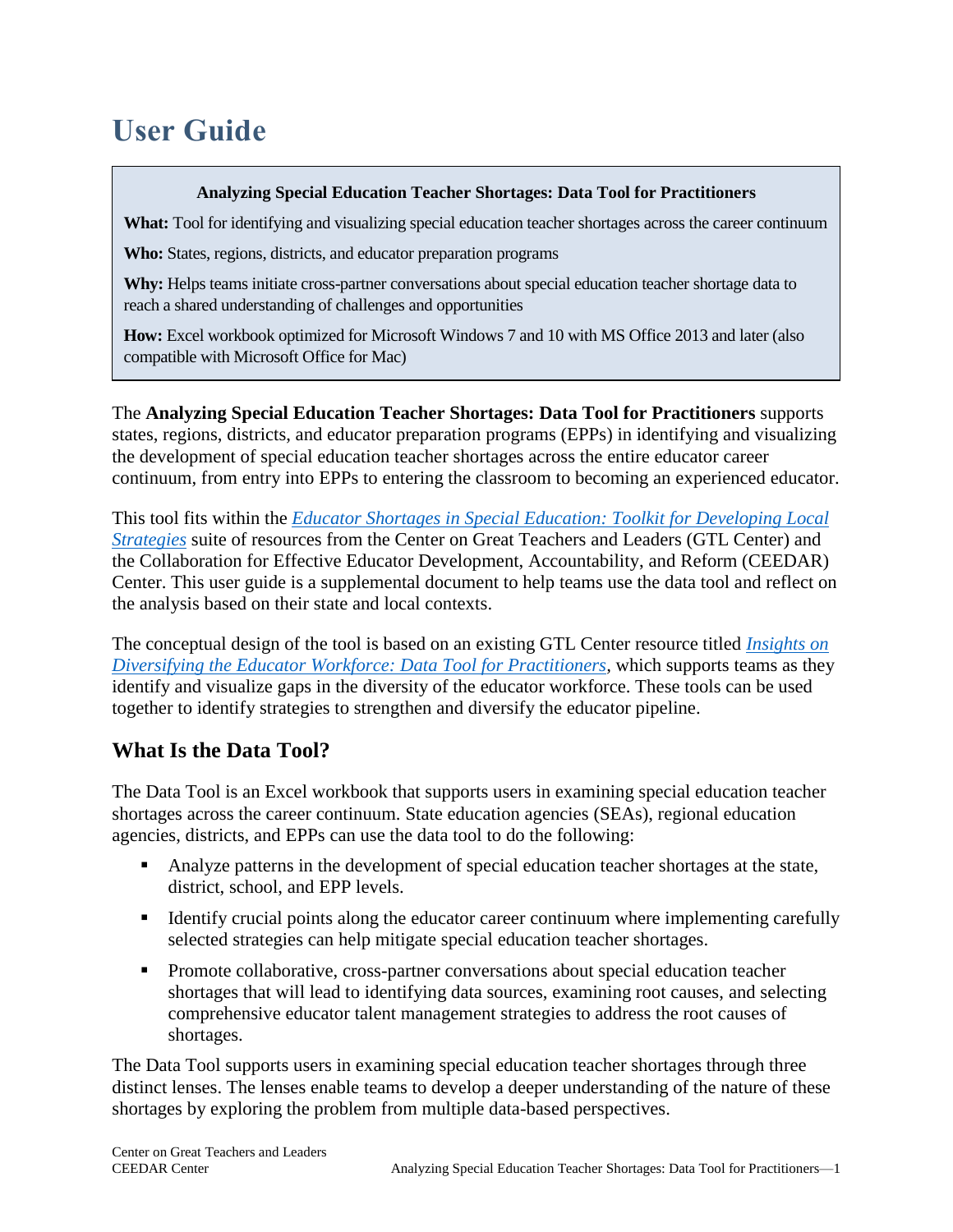# User Guide

**Analyzing Special Education Teacher Shortages: Data Tool for Practitioners**

**What:** Tool for identifying and visualizing special education teacher shortages across the career continuum

**Who:** States, regions, districts, and educator preparation programs

**Why:** Helps teams initiate cross-partner conversations about special education teacher shortage data to reach a shared understanding of challenges and opportunities

**How:** Excel workbook optimized for Microsoft Windows 7 and 10 with MS Office 2013 and later (also compatible with Microsoft Office for Mac)

The **Analyzing Special Education Teacher Shortages: Data Tool for Practitioners** supports states, regions, districts, and educator preparation programs (EPPs) in identifying and visualizing the development of special education teacher shortages across the entire educator career continuum, from entry into EPPs to entering the classroom to becoming an experienced educator.

This tool fits within the *Educator Shortages in Special Education: Toolkit for Developing Local Strategies* suite of resources from the Center on Great Teachers and Leaders (GTL Center) and the Collaboration for Effective Educator Development, Accountability, and Reform (CEEDAR) Center. This user guide is a supplemental document to help teams use the data tool and reflect on the analysis based on their state and local contexts.

The conceptual design of the tool is based on an existing GTL Center resource titled *Insights on Diversifying the Educator Workforce: Data Tool for Practitioners*, which supports teams as they identify and visualize gaps in the diversity of the educator workforce. These tools can be used together to identify strategies to strengthen and diversify the educator pipeline.

## What Is the Data Tool?

The Data Tool is an Excel workbook that supports users in examining special education teacher shortages across the career continuum. State education agencies (SEAs), regional education agencies, districts, and EPPs can use the data tool to do the following:

- Analyze patterns in the development of special education teacher shortages at the state, district, school, and EPP levels.
- Identify crucial points along the educator career continuum where implementing carefully selected strategies can help mitigate special education teacher shortages.
- Promote collaborative, cross-partner conversations about special education teacher shortages that will lead to identifying data sources, examining root causes, and selecting comprehensive educator talent management strategies to address the root causes of shortages.

The Data Tool supports users in examining special education teacher shortages through three distinct lenses. The lenses enable teams to develop a deeper understanding of the nature of these shortages by exploring the problem from multiple data-based perspectives.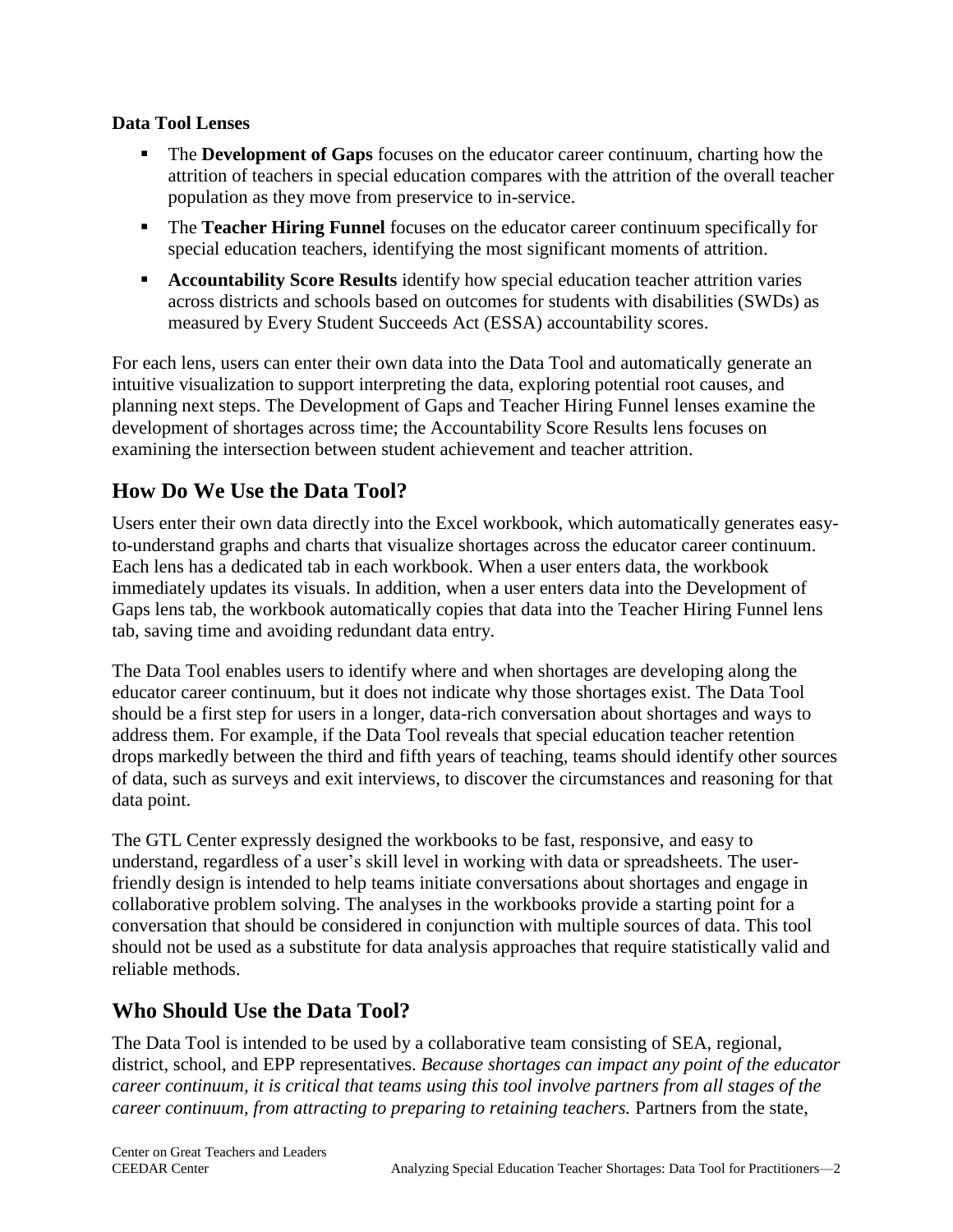**Data Tool Lenses**

- The **Development of Gaps** focuses on the educator career continuum, charting how the attrition of teachers in special education compares with the attrition of the overall teacher population as they move from preservice to in-service.
- The **Teacher Hiring Funnel** focuses on the educator career continuum specifically for special education teachers, identifying the most significant moments of attrition.
- **Accountability Score Results** identify how special education teacher attrition varies across districts and schools based on outcomes for students with disabilities (SWDs) as measured by Every Student Succeeds Act (ESSA) accountability scores.

For each lens, users can enter their own data into the Data Tool and automatically generate an intuitive visualization to support interpreting the data, exploring potential root causes, and planning next steps. The Development of Gaps and Teacher Hiring Funnel lenses examine the development of shortages across time; the Accountability Score Results lens focuses on examining the intersection between student achievement and teacher attrition.

## How Do We Use the Data Tool?

Users enter their own data directly into the Excel workbook, which automatically generates easy-to-understand graphs and charts that visualize shortages across the educator career continuum. Each lens has a dedicated tab in each workbook. When a user enters data, the workbook immediately updates its visuals. In addition, when a user enters data into the Development of Gaps lens tab, the workbook automatically copies that data into the Teacher Hiring Funnel lens tab, saving time and avoiding redundant data entry.

The Data Tool enables users to identify where and when shortages are developing along the educator career continuum, but it does not indicate why those shortages exist. The Data Tool should be a first step for users in a longer, data-rich conversation about shortages and ways to address them. For example, if the Data Tool reveals that special education teacher retention drops markedly between the third and fifth years of teaching, teams should identify other sources of data, such as surveys and exit interviews, to discover the circumstances and reasoning for that data point.

The GTL Center expressly designed the workbooks to be fast, responsive, and easy to understand, regardless of a user's skill level in working with data or spreadsheets. The user-friendly design is intended to help teams initiate conversations about shortages and engage in collaborative problem solving. The analyses in the workbooks provide a starting point for a conversation that should be considered in conjunction with multiple sources of data. This tool should not be used as a substitute for data analysis approaches that require statistically valid and reliable methods.

## Who Should Use the Data Tool?

The Data Tool is intended to be used by a collaborative team consisting of SEA, regional, district, school, and EPP representatives. *Because shortages can impact any point of the educator career continuum, it is critical that teams using this tool involve partners from all stages of the career continuum, from attracting to preparing to retaining teachers.* Partners from the state,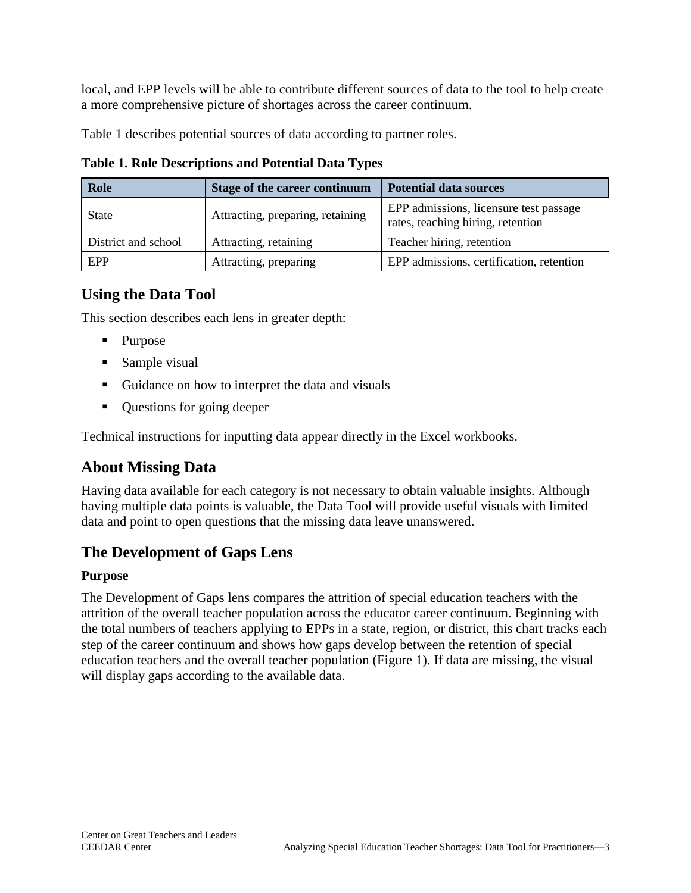local, and EPP levels will be able to contribute different sources of data to the tool to help create a more comprehensive picture of shortages across the career continuum.

Table 1 describes potential sources of data according to partner roles.

**Table 1. Role Descriptions and Potential Data Types**

| Role | Stage of the career continuum | Potential data sources |
| --- | --- | --- |
| State | Attracting, preparing, retaining | EPP admissions, licensure test passage rates, teaching hiring, retention |
| District and school | Attracting, retaining | Teacher hiring, retention |
| EPP | Attracting, preparing | EPP admissions, certification, retention |

## Using the Data Tool

This section describes each lens in greater depth:

- Purpose
- Sample visual
- Guidance on how to interpret the data and visuals
- Questions for going deeper

Technical instructions for inputting data appear directly in the Excel workbooks.

## About Missing Data

Having data available for each category is not necessary to obtain valuable insights. Although having multiple data points is valuable, the Data Tool will provide useful visuals with limited data and point to open questions that the missing data leave unanswered.

## The Development of Gaps Lens

### Purpose

The Development of Gaps lens compares the attrition of special education teachers with the attrition of the overall teacher population across the educator career continuum. Beginning with the total numbers of teachers applying to EPPs in a state, region, or district, this chart tracks each step of the career continuum and shows how gaps develop between the retention of special education teachers and the overall teacher population (Figure 1). If data are missing, the visual will display gaps according to the available data.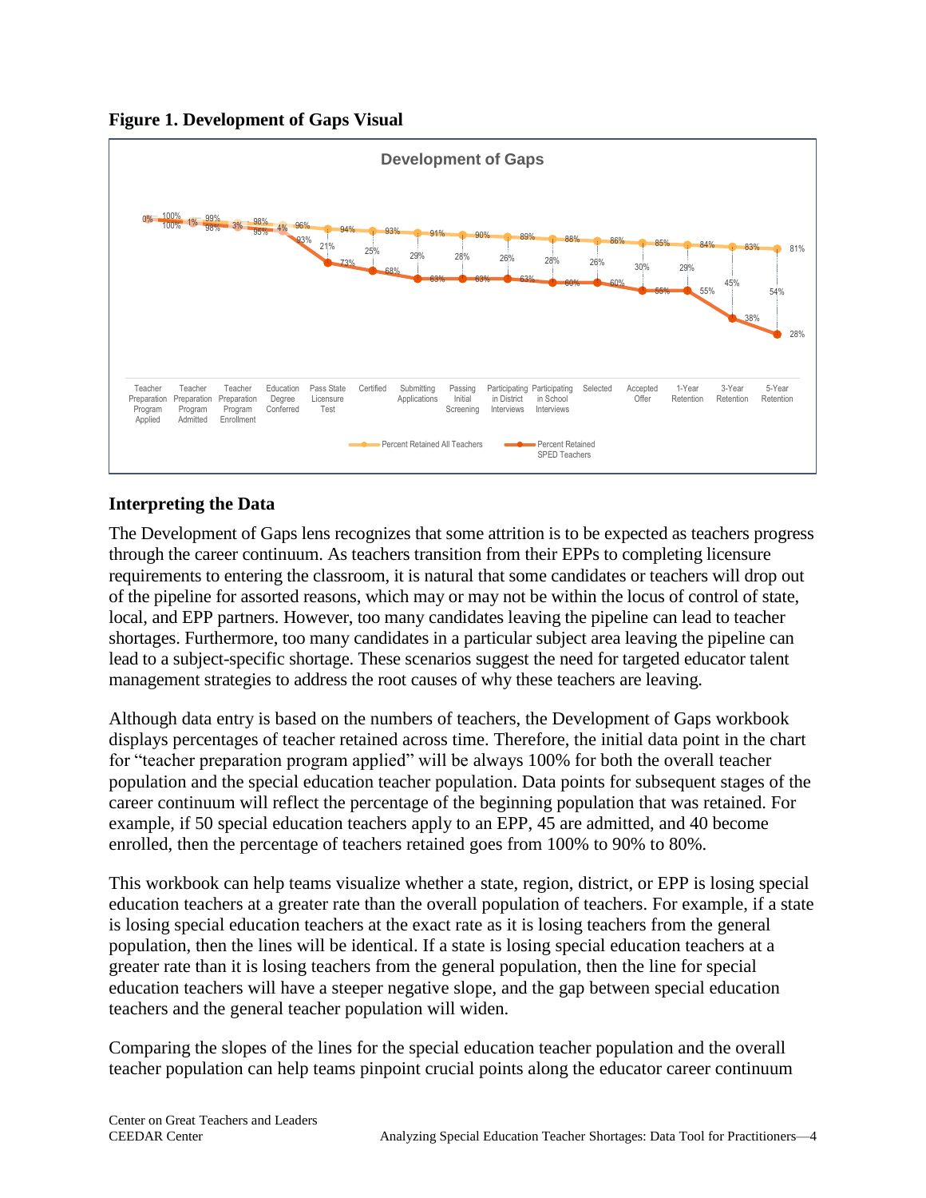**Figure 1. Development of Gaps Visual**

## Interpreting the Data

The Development of Gaps lens recognizes that some attrition is to be expected as teachers progress through the career continuum. As teachers transition from their EPPs to completing licensure requirements to entering the classroom, it is natural that some candidates or teachers will drop out of the pipeline for assorted reasons, which may or may not be within the locus of control of state, local, and EPP partners. However, too many candidates leaving the pipeline can lead to teacher shortages. Furthermore, too many candidates in a particular subject area leaving the pipeline can lead to a subject-specific shortage. These scenarios suggest the need for targeted educator talent management strategies to address the root causes of why these teachers are leaving.

Although data entry is based on the numbers of teachers, the Development of Gaps workbook displays percentages of teacher retained across time. Therefore, the initial data point in the chart for "teacher preparation program applied" will be always 100% for both the overall teacher population and the special education teacher population. Data points for subsequent stages of the career continuum will reflect the percentage of the beginning population that was retained. For example, if 50 special education teachers apply to an EPP, 45 are admitted, and 40 become enrolled, then the percentage of teachers retained goes from 100% to 90% to 80%.

This workbook can help teams visualize whether a state, region, district, or EPP is losing special education teachers at a greater rate than the overall population of teachers. For example, if a state is losing special education teachers at the exact rate as it is losing teachers from the general population, then the lines will be identical. If a state is losing special education teachers at a greater rate than it is losing teachers from the general population, then the line for special education teachers will have a steeper negative slope, and the gap between special education teachers and the general teacher population will widen.

Comparing the slopes of the lines for the special education teacher population and the overall teacher population can help teams pinpoint crucial points along the educator career continuum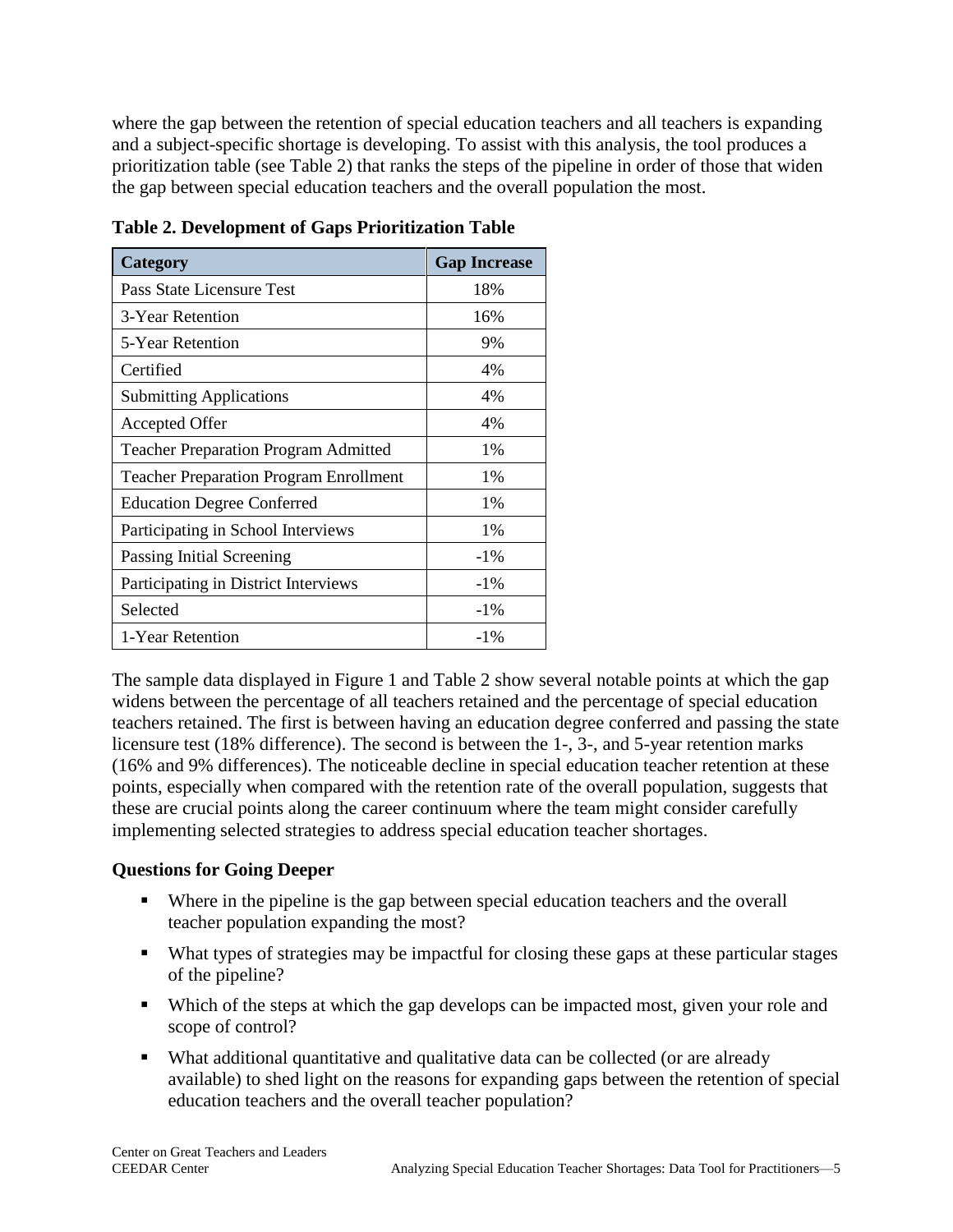where the gap between the retention of special education teachers and all teachers is expanding and a subject-specific shortage is developing. To assist with this analysis, the tool produces a prioritization table (see Table 2) that ranks the steps of the pipeline in order of those that widen the gap between special education teachers and the overall population the most.

**Table 2. Development of Gaps Prioritization Table**

| Category | Gap Increase |
|---|---|
| Pass State Licensure Test | 18% |
| 3-Year Retention | 16% |
| 5-Year Retention | 9% |
| Certified | 4% |
| Submitting Applications | 4% |
| Accepted Offer | 4% |
| Teacher Preparation Program Admitted | 1% |
| Teacher Preparation Program Enrollment | 1% |
| Education Degree Conferred | 1% |
| Participating in School Interviews | 1% |
| Passing Initial Screening | -1% |
| Participating in District Interviews | -1% |
| Selected | -1% |
| 1-Year Retention | -1% |

The sample data displayed in Figure 1 and Table 2 show several notable points at which the gap widens between the percentage of all teachers retained and the percentage of special education teachers retained. The first is between having an education degree conferred and passing the state licensure test (18% difference). The second is between the 1-, 3-, and 5-year retention marks (16% and 9% differences). The noticeable decline in special education teacher retention at these points, especially when compared with the retention rate of the overall population, suggests that these are crucial points along the career continuum where the team might consider carefully implementing selected strategies to address special education teacher shortages.

### Questions for Going Deeper

- Where in the pipeline is the gap between special education teachers and the overall teacher population expanding the most?
- What types of strategies may be impactful for closing these gaps at these particular stages of the pipeline?
- Which of the steps at which the gap develops can be impacted most, given your role and scope of control?
- What additional quantitative and qualitative data can be collected (or are already available) to shed light on the reasons for expanding gaps between the retention of special education teachers and the overall teacher population?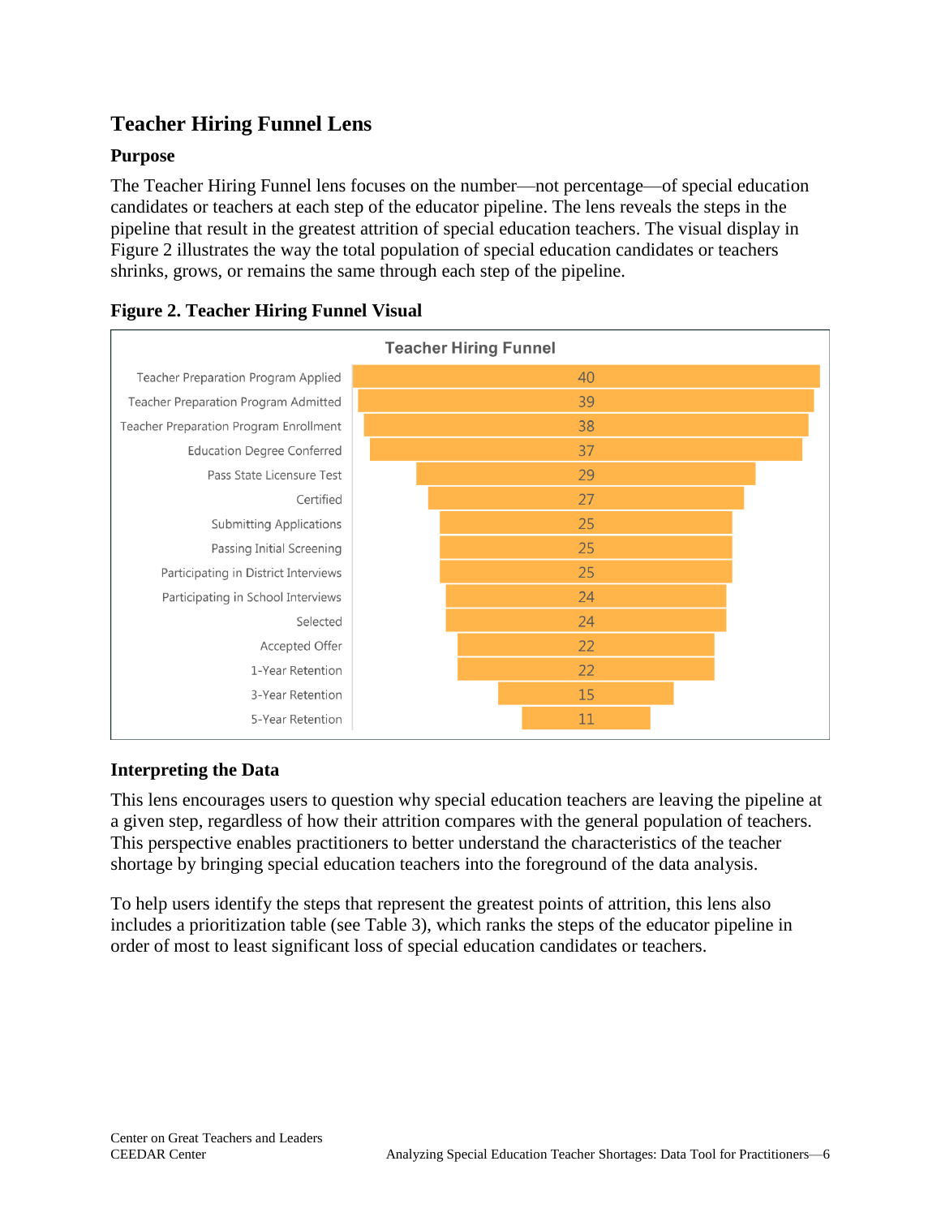## Teacher Hiring Funnel Lens

### Purpose

The Teacher Hiring Funnel lens focuses on the number—not percentage—of special education candidates or teachers at each step of the educator pipeline. The lens reveals the steps in the pipeline that result in the greatest attrition of special education teachers. The visual display in Figure 2 illustrates the way the total population of special education candidates or teachers shrinks, grows, or remains the same through each step of the pipeline.

**Figure 2. Teacher Hiring Funnel Visual**

Teacher Hiring Funnel

| Step | Number |
|---|---|
| Teacher Preparation Program Applied | 40 |
| Teacher Preparation Program Admitted | 39 |
| Teacher Preparation Program Enrollment | 38 |
| Education Degree Conferred | 37 |
| Pass State Licensure Test | 29 |
| Certified | 27 |
| Submitting Applications | 25 |
| Passing Initial Screening | 25 |
| Participating in District Interviews | 25 |
| Participating in School Interviews | 24 |
| Selected | 24 |
| Accepted Offer | 22 |
| 1-Year Retention | 22 |
| 3-Year Retention | 15 |
| 5-Year Retention | 11 |

### Interpreting the Data

This lens encourages users to question why special education teachers are leaving the pipeline at a given step, regardless of how their attrition compares with the general population of teachers. This perspective enables practitioners to better understand the characteristics of the teacher shortage by bringing special education teachers into the foreground of the data analysis.

To help users identify the steps that represent the greatest points of attrition, this lens also includes a prioritization table (see Table 3), which ranks the steps of the educator pipeline in order of most to least significant loss of special education candidates or teachers.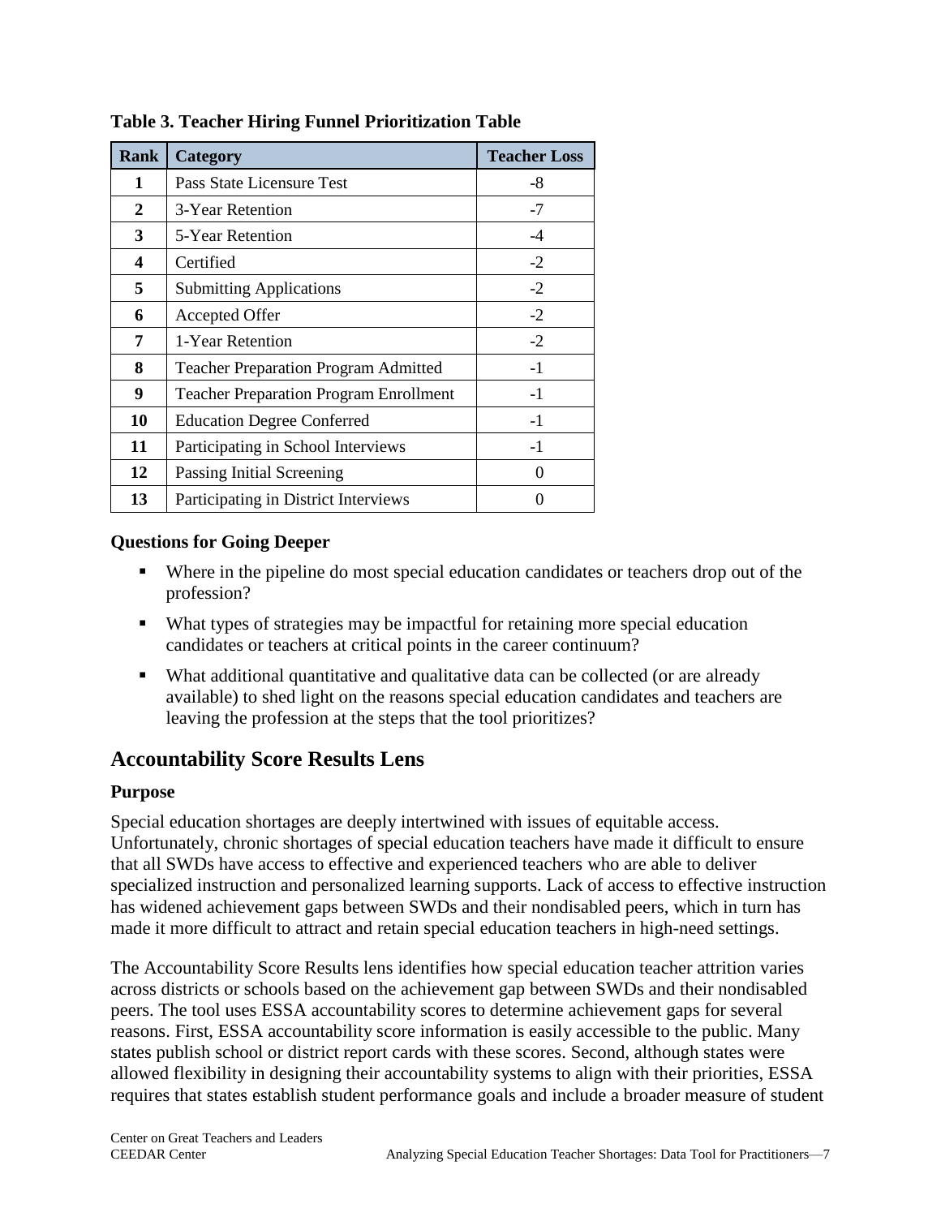**Table 3. Teacher Hiring Funnel Prioritization Table**

| Rank | Category | Teacher Loss |
|---|---|---|
| 1 | Pass State Licensure Test | -8 |
| 2 | 3-Year Retention | -7 |
| 3 | 5-Year Retention | -4 |
| 4 | Certified | -2 |
| 5 | Submitting Applications | -2 |
| 6 | Accepted Offer | -2 |
| 7 | 1-Year Retention | -2 |
| 8 | Teacher Preparation Program Admitted | -1 |
| 9 | Teacher Preparation Program Enrollment | -1 |
| 10 | Education Degree Conferred | -1 |
| 11 | Participating in School Interviews | -1 |
| 12 | Passing Initial Screening | 0 |
| 13 | Participating in District Interviews | 0 |

### Questions for Going Deeper

- Where in the pipeline do most special education candidates or teachers drop out of the profession?
- What types of strategies may be impactful for retaining more special education candidates or teachers at critical points in the career continuum?
- What additional quantitative and qualitative data can be collected (or are already available) to shed light on the reasons special education candidates and teachers are leaving the profession at the steps that the tool prioritizes?

## Accountability Score Results Lens

### Purpose

Special education shortages are deeply intertwined with issues of equitable access. Unfortunately, chronic shortages of special education teachers have made it difficult to ensure that all SWDs have access to effective and experienced teachers who are able to deliver specialized instruction and personalized learning supports. Lack of access to effective instruction has widened achievement gaps between SWDs and their nondisabled peers, which in turn has made it more difficult to attract and retain special education teachers in high-need settings.

The Accountability Score Results lens identifies how special education teacher attrition varies across districts or schools based on the achievement gap between SWDs and their nondisabled peers. The tool uses ESSA accountability scores to determine achievement gaps for several reasons. First, ESSA accountability score information is easily accessible to the public. Many states publish school or district report cards with these scores. Second, although states were allowed flexibility in designing their accountability systems to align with their priorities, ESSA requires that states establish student performance goals and include a broader measure of student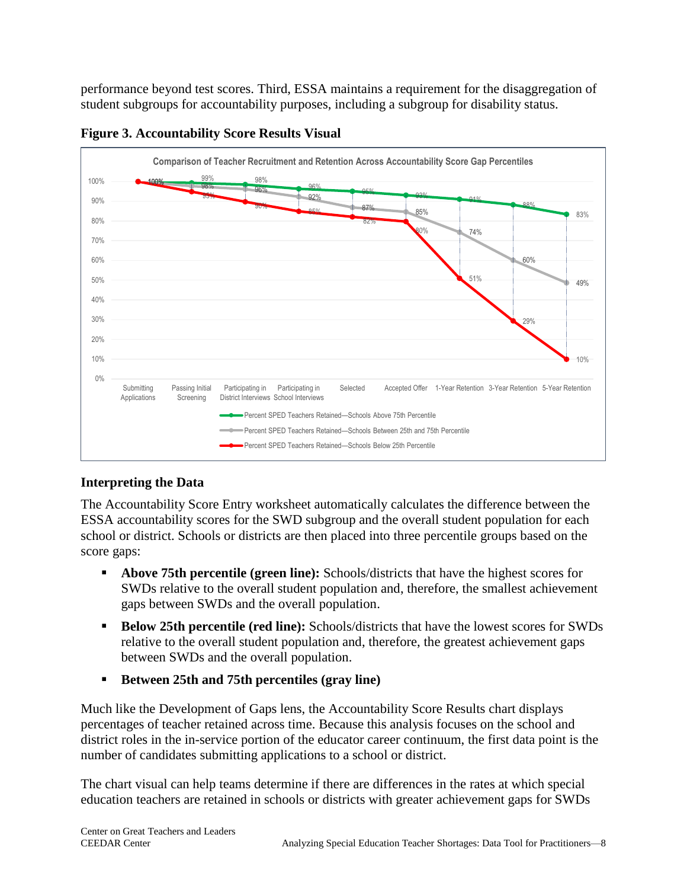performance beyond test scores. Third, ESSA maintains a requirement for the disaggregation of student subgroups for accountability purposes, including a subgroup for disability status.

**Figure 3. Accountability Score Results Visual**

Comparison of Teacher Recruitment and Retention Across Accountability Score Gap Percentiles

| | Submitting Applications | Passing Initial Screening | Participating in District Interviews | Participating in School Interviews | Selected | Accepted Offer | 1-Year Retention | 3-Year Retention | 5-Year Retention |
|---|---|---|---|---|---|---|---|---|---|
| Percent SPED Teachers Retained—Schools Above 75th Percentile | 100% | 99% | 98% | 96% | 95% | 93% | 91% | 88% | 83% |
| Percent SPED Teachers Retained—Schools Between 25th and 75th Percentile | 100% | 98% | 96% | 92% | 87% | 85% | 74% | 60% | 49% |
| Percent SPED Teachers Retained—Schools Below 25th Percentile | 100% | 95% | 90% | 85% | 82% | 80% | 51% | 29% | 10% |

## Interpreting the Data

The Accountability Score Entry worksheet automatically calculates the difference between the ESSA accountability scores for the SWD subgroup and the overall student population for each school or district. Schools or districts are then placed into three percentile groups based on the score gaps:

- **Above 75th percentile (green line):** Schools/districts that have the highest scores for SWDs relative to the overall student population and, therefore, the smallest achievement gaps between SWDs and the overall population.
- **Below 25th percentile (red line):** Schools/districts that have the lowest scores for SWDs relative to the overall student population and, therefore, the greatest achievement gaps between SWDs and the overall population.
- **Between 25th and 75th percentiles (gray line)**

Much like the Development of Gaps lens, the Accountability Score Results chart displays percentages of teacher retained across time. Because this analysis focuses on the school and district roles in the in-service portion of the educator career continuum, the first data point is the number of candidates submitting applications to a school or district.

The chart visual can help teams determine if there are differences in the rates at which special education teachers are retained in schools or districts with greater achievement gaps for SWDs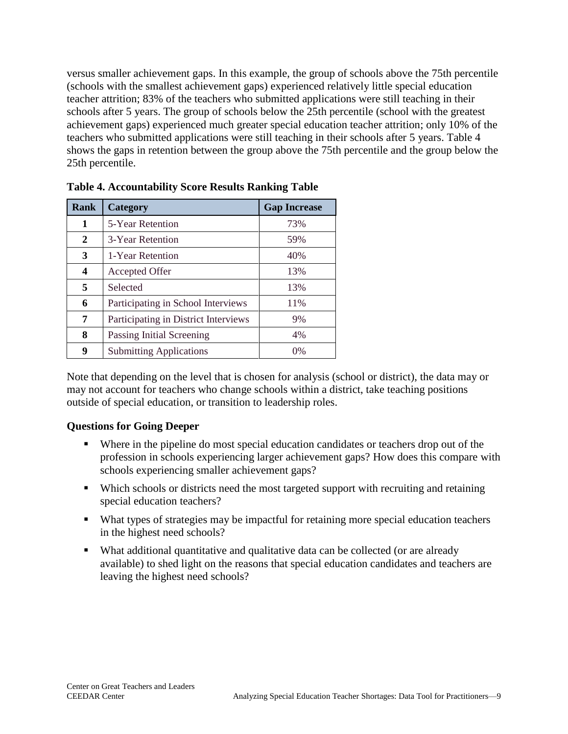versus smaller achievement gaps. In this example, the group of schools above the 75th percentile (schools with the smallest achievement gaps) experienced relatively little special education teacher attrition; 83% of the teachers who submitted applications were still teaching in their schools after 5 years. The group of schools below the 25th percentile (school with the greatest achievement gaps) experienced much greater special education teacher attrition; only 10% of the teachers who submitted applications were still teaching in their schools after 5 years. Table 4 shows the gaps in retention between the group above the 75th percentile and the group below the 25th percentile.

**Table 4. Accountability Score Results Ranking Table**

| Rank | Category | Gap Increase |
|---|---|---|
| 1 | 5-Year Retention | 73% |
| 2 | 3-Year Retention | 59% |
| 3 | 1-Year Retention | 40% |
| 4 | Accepted Offer | 13% |
| 5 | Selected | 13% |
| 6 | Participating in School Interviews | 11% |
| 7 | Participating in District Interviews | 9% |
| 8 | Passing Initial Screening | 4% |
| 9 | Submitting Applications | 0% |

Note that depending on the level that is chosen for analysis (school or district), the data may or may not account for teachers who change schools within a district, take teaching positions outside of special education, or transition to leadership roles.

**Questions for Going Deeper**

- Where in the pipeline do most special education candidates or teachers drop out of the profession in schools experiencing larger achievement gaps? How does this compare with schools experiencing smaller achievement gaps?
- Which schools or districts need the most targeted support with recruiting and retaining special education teachers?
- What types of strategies may be impactful for retaining more special education teachers in the highest need schools?
- What additional quantitative and qualitative data can be collected (or are already available) to shed light on the reasons that special education candidates and teachers are leaving the highest need schools?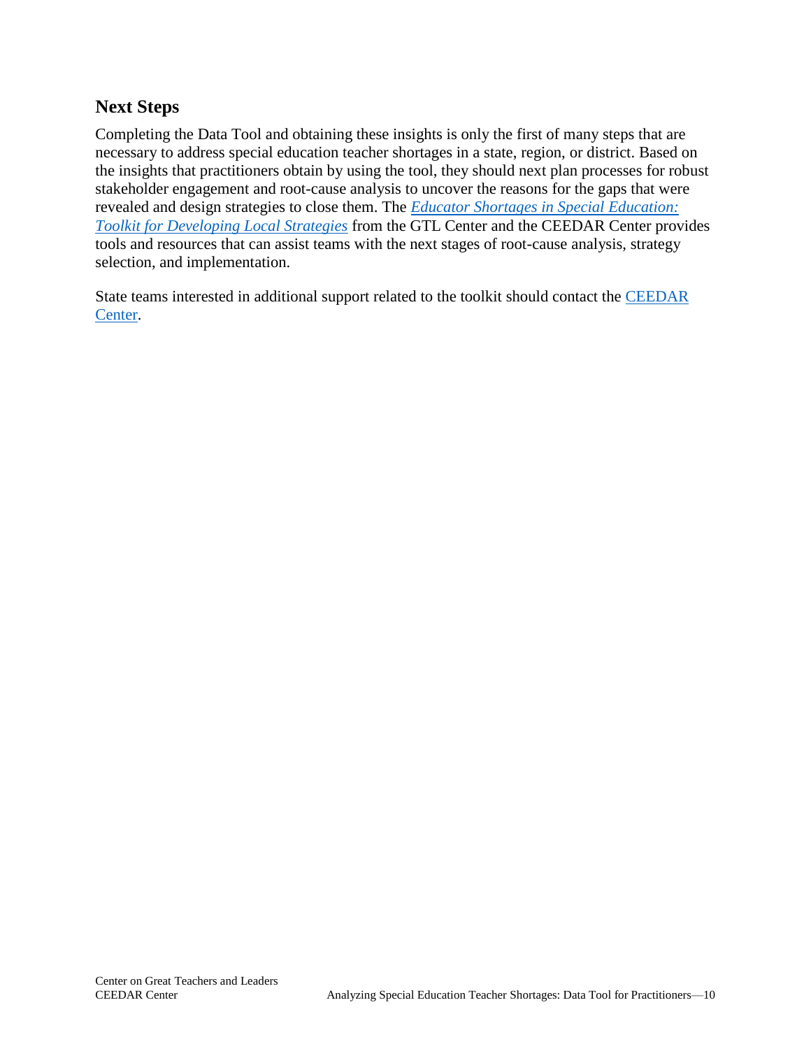## Next Steps

Completing the Data Tool and obtaining these insights is only the first of many steps that are necessary to address special education teacher shortages in a state, region, or district. Based on the insights that practitioners obtain by using the tool, they should next plan processes for robust stakeholder engagement and root-cause analysis to uncover the reasons for the gaps that were revealed and design strategies to close them. The *Educator Shortages in Special Education: Toolkit for Developing Local Strategies* from the GTL Center and the CEEDAR Center provides tools and resources that can assist teams with the next stages of root-cause analysis, strategy selection, and implementation.

State teams interested in additional support related to the toolkit should contact the CEEDAR Center.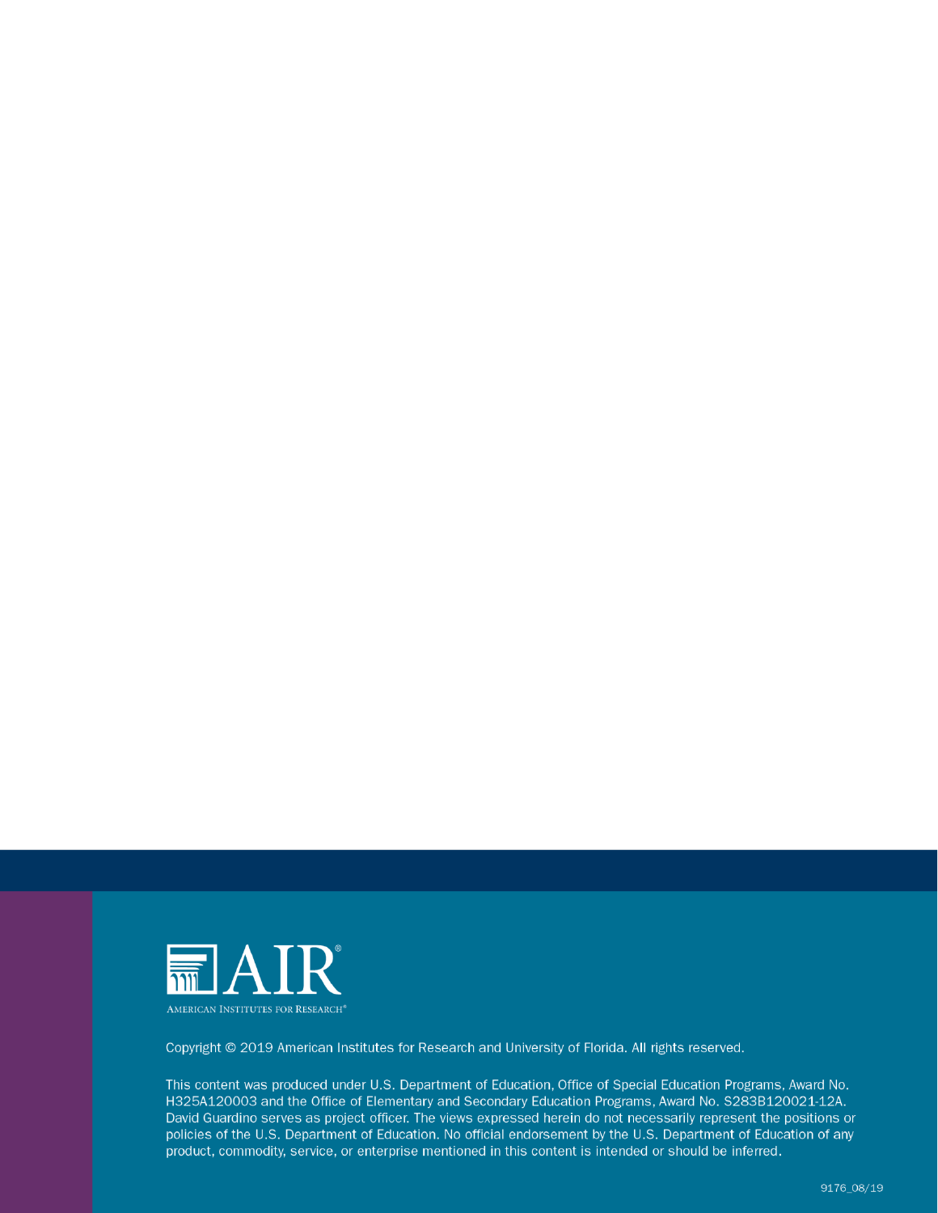AIR®

AMERICAN INSTITUTES FOR RESEARCH®

Copyright © 2019 American Institutes for Research and University of Florida. All rights reserved.

This content was produced under U.S. Department of Education, Office of Special Education Programs, Award No. H325A120003 and the Office of Elementary and Secondary Education Programs, Award No. S283B120021-12A. David Guardino serves as project officer. The views expressed herein do not necessarily represent the positions or policies of the U.S. Department of Education. No official endorsement by the U.S. Department of Education of any product, commodity, service, or enterprise mentioned in this content is intended or should be inferred.

9176_08/19